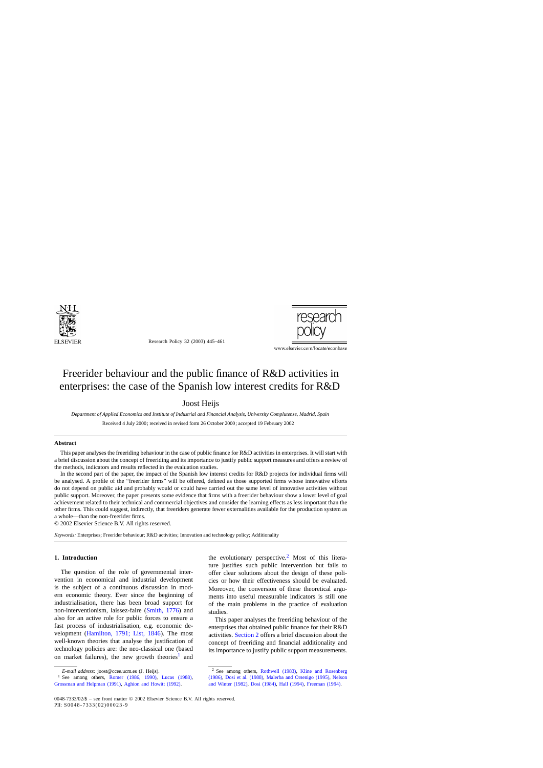# Freerider behaviour and the public finance of R&D activities in enterprises: the case of the Spanish low interest credits for R&D

Joost Heijs

*Department of Applied Economics and Institute of Industrial and Financial Analysis, University Complutense, Madrid, Spain*

Received 4 July 2000; received in revised form 26 October 2000; accepted 19 February 2002

## Abstract

This paper analyses the freeriding behaviour in the case of public finance for R&D activities in enterprises. It will start with a brief discussion about the concept of freeriding and its importance to justify public support measures and offers a review of the methods, indicators and results reflected in the evaluation studies.

In the second part of the paper, the impact of the Spanish low interest credits for R&D projects for individual firms will be analysed. A profile of the "freerider firms" will be offered, defined as those supported firms whose innovative efforts do not depend on public aid and probably would or could have carried out the same level of innovative activities without public support. Moreover, the paper presents some evidence that firms with a freerider behaviour show a lower level of goal achievement related to their technical and commercial objectives and consider the learning effects as less important than the other firms. This could suggest, indirectly, that freeriders generate fewer externalities available for the production system as a whole—than the non-freerider firms.

© 2002 Elsevier Science B.V. All rights reserved.

*Keywords:* Enterprises; Freerider behaviour; R&D activities; Innovation and technology policy; Additionality

## 1. Introduction

The question of the role of governmental intervention in economical and industrial development is the subject of a continuous discussion in modern economic theory. Ever since the beginning of industrialisation, there has been broad support for non-interventionism, laissez-faire (Smith, 1776) and also for an active role for public forces to ensure a fast process of industrialisation, e.g. economic development (Hamilton, 1791; List, 1846). The most well-known theories that analyse the justification of technology policies are: the neo-classical one (based on market failures), the new growth theories[1] and the evolutionary perspective.[2] Most of this literature justifies such public intervention but fails to offer clear solutions about the design of these policies or how their effectiveness should be evaluated. Moreover, the conversion of these theoretical arguments into useful measurable indicators is still one of the main problems in the practice of evaluation studies.

This paper analyses the freeriding behaviour of the enterprises that obtained public finance for their R&D activities. Section 2 offers a brief discussion about the concept of freeriding and financial additionality and its importance to justify public support measurements.

*E-mail address:* joost@ccee.ucm.es (J. Heijs).

[1] See among others, Romer (1986, 1990), Lucas (1988), Grossman and Helpman (1991), Aghion and Howitt (1992).

[2] See among others, Rothwell (1983), Kline and Rosenberg (1986), Dosi et al. (1988), Malerba and Orsenigo (1995), Nelson and Winter (1982), Dosi (1984), Hall (1994), Freeman (1994).

0048-7333/02/$ – see front matter © 2002 Elsevier Science B.V. All rights reserved.
PII: S0048-7333(02)00023-9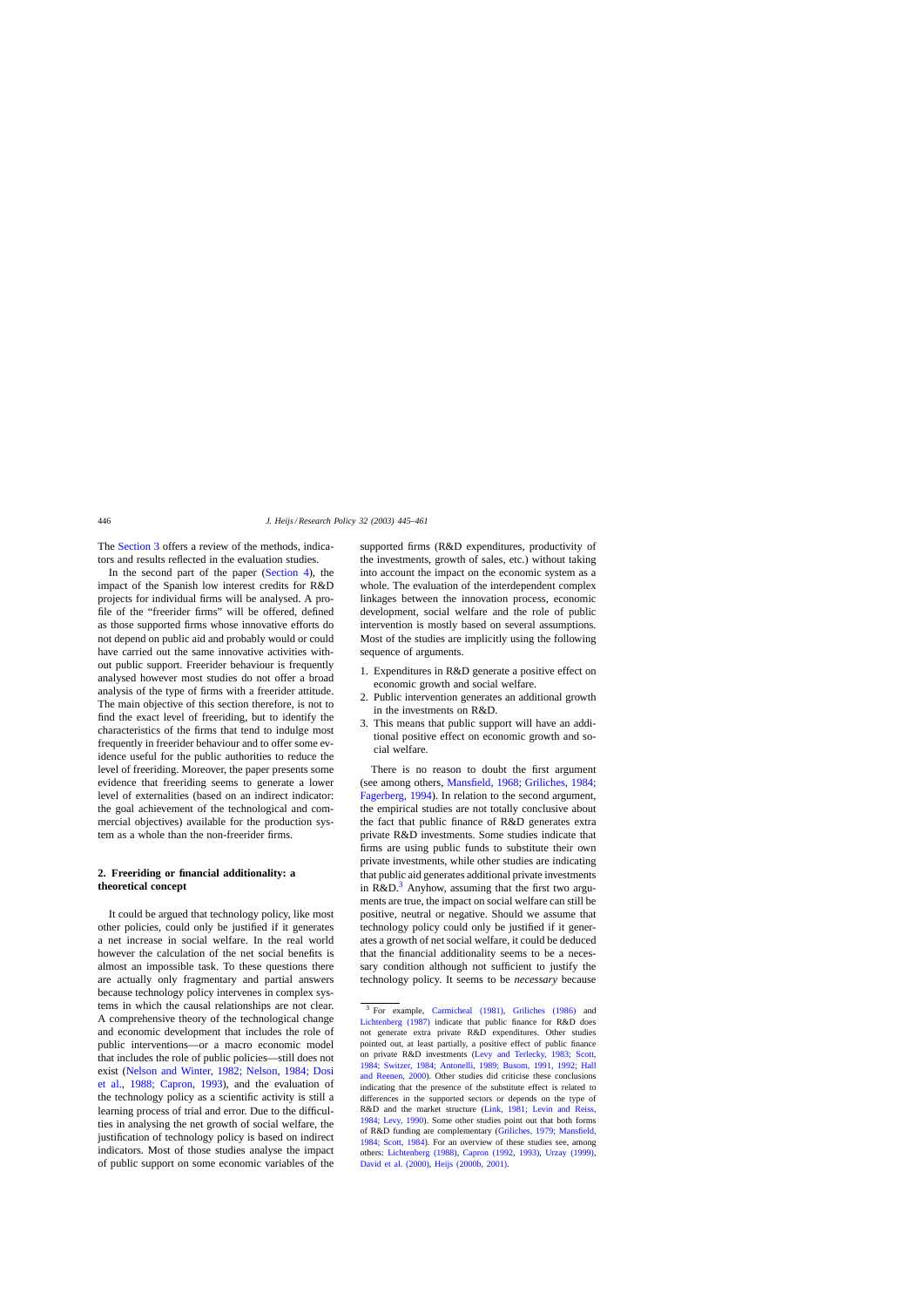The Section 3 offers a review of the methods, indicators and results reflected in the evaluation studies.

In the second part of the paper (Section 4), the impact of the Spanish low interest credits for R&D projects for individual firms will be analysed. A profile of the "freerider firms" will be offered, defined as those supported firms whose innovative efforts do not depend on public aid and probably would or could have carried out the same innovative activities without public support. Freerider behaviour is frequently analysed however most studies do not offer a broad analysis of the type of firms with a freerider attitude. The main objective of this section therefore, is not to find the exact level of freeriding, but to identify the characteristics of the firms that tend to indulge most frequently in freerider behaviour and to offer some evidence useful for the public authorities to reduce the level of freeriding. Moreover, the paper presents some evidence that freeriding seems to generate a lower level of externalities (based on an indirect indicator: the goal achievement of the technological and commercial objectives) available for the production system as a whole than the non-freerider firms.

## 2. Freeriding or financial additionality: a theoretical concept

It could be argued that technology policy, like most other policies, could only be justified if it generates a net increase in social welfare. In the real world however the calculation of the net social benefits is almost an impossible task. To these questions there are actually only fragmentary and partial answers because technology policy intervenes in complex systems in which the causal relationships are not clear. A comprehensive theory of the technological change and economic development that includes the role of public interventions—or a macro economic model that includes the role of public policies—still does not exist (Nelson and Winter, 1982; Nelson, 1984; Dosi et al., 1988; Capron, 1993), and the evaluation of the technology policy as a scientific activity is still a learning process of trial and error. Due to the difficulties in analysing the net growth of social welfare, the justification of technology policy is based on indirect indicators. Most of those studies analyse the impact of public support on some economic variables of the supported firms (R&D expenditures, productivity of the investments, growth of sales, etc.) without taking into account the impact on the economic system as a whole. The evaluation of the interdependent complex linkages between the innovation process, economic development, social welfare and the role of public intervention is mostly based on several assumptions. Most of the studies are implicitly using the following sequence of arguments.

1. Expenditures in R&D generate a positive effect on economic growth and social welfare.
2. Public intervention generates an additional growth in the investments on R&D.
3. This means that public support will have an additional positive effect on economic growth and social welfare.

There is no reason to doubt the first argument (see among others, Mansfield, 1968; Griliches, 1984; Fagerberg, 1994). In relation to the second argument, the empirical studies are not totally conclusive about the fact that public finance of R&D generates extra private R&D investments. Some studies indicate that firms are using public funds to substitute their own private investments, while other studies are indicating that public aid generates additional private investments in R&D.[3] Anyhow, assuming that the first two arguments are true, the impact on social welfare can still be positive, neutral or negative. Should we assume that technology policy could only be justified if it generates a growth of net social welfare, it could be deduced that the financial additionality seems to be a necessary condition although not sufficient to justify the technology policy. It seems to be *necessary* because

[3] For example, Carmicheal (1981), Griliches (1986) and Lichtenberg (1987) indicate that public finance for R&D does not generate extra private R&D expenditures. Other studies pointed out, at least partially, a positive effect of public finance on private R&D investments (Levy and Terlecky, 1983; Scott, 1984; Switzer, 1984; Antonelli, 1989; Busom, 1991, 1992; Hall and Reenen, 2000). Other studies did criticise these conclusions indicating that the presence of the substitute effect is related to differences in the supported sectors or depends on the type of R&D and the market structure (Link, 1981; Levin and Reiss, 1984; Levy, 1990). Some other studies point out that both forms of R&D funding are complementary (Griliches, 1979; Mansfield, 1984; Scott, 1984). For an overview of these studies see, among others: Lichtenberg (1988), Capron (1992, 1993), Urzay (1999), David et al. (2000), Heijs (2000b, 2001).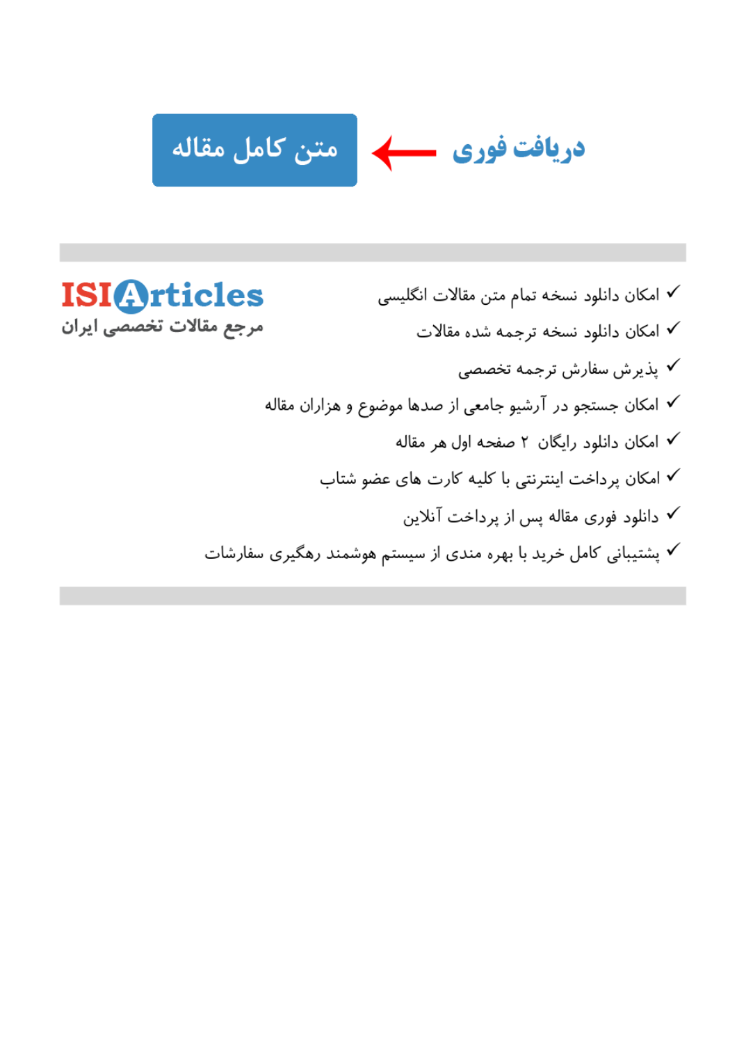دریافت فوری ← متن کامل مقاله

**ISIArticles**
مرجع مقالات تخصصی ایران

- ✓ امکان دانلود نسخه تمام متن مقالات انگلیسی
- ✓ امکان دانلود نسخه ترجمه شده مقالات
- ✓ پذیرش سفارش ترجمه تخصصی
- ✓ امکان جستجو در آرشیو جامعی از صدها موضوع و هزاران مقاله
- ✓ امکان دانلود رایگان ۲ صفحه اول هر مقاله
- ✓ امکان پرداخت اینترنتی با کلیه کارت های عضو شتاب
- ✓ دانلود فوری مقاله پس از پرداخت آنلاین
- ✓ پشتیبانی کامل خرید با بهره مندی از سیستم هوشمند رهگیری سفارشات